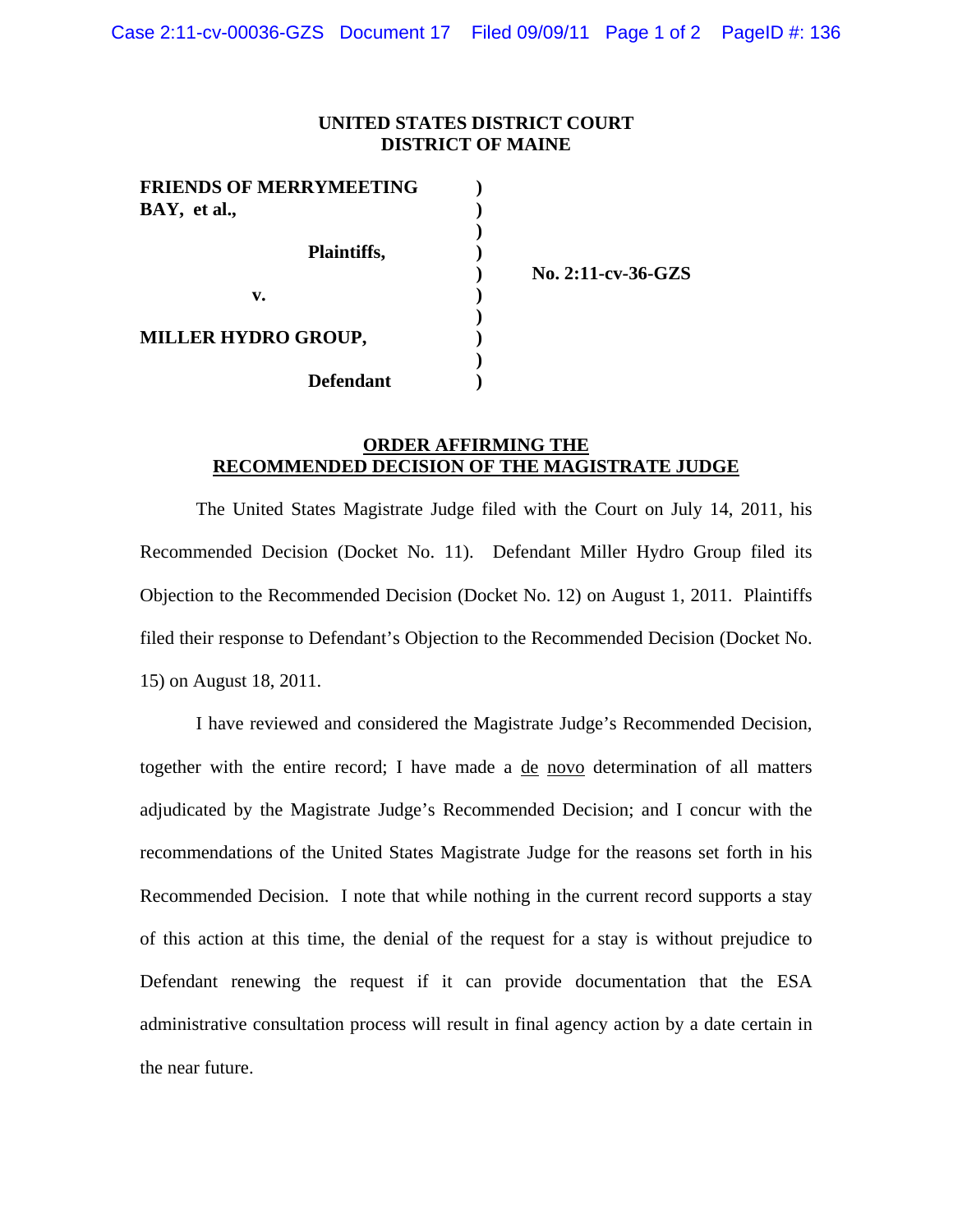**UNITED STATES DISTRICT COURT**
**DISTRICT OF MAINE**

| | | |
|---|---|---|
| **FRIENDS OF MERRYMEETING BAY, et al.,** | **)** | |
| **Plaintiffs,** | **)** | |
| | **)** | **No. 2:11-cv-36-GZS** |
| **v.** | **)** | |
| **MILLER HYDRO GROUP,** | **)** | |
| **Defendant** | **)** | |

**ORDER AFFIRMING THE RECOMMENDED DECISION OF THE MAGISTRATE JUDGE**

The United States Magistrate Judge filed with the Court on July 14, 2011, his Recommended Decision (Docket No. 11). Defendant Miller Hydro Group filed its Objection to the Recommended Decision (Docket No. 12) on August 1, 2011. Plaintiffs filed their response to Defendant's Objection to the Recommended Decision (Docket No. 15) on August 18, 2011.

I have reviewed and considered the Magistrate Judge's Recommended Decision, together with the entire record; I have made a de novo determination of all matters adjudicated by the Magistrate Judge's Recommended Decision; and I concur with the recommendations of the United States Magistrate Judge for the reasons set forth in his Recommended Decision. I note that while nothing in the current record supports a stay of this action at this time, the denial of the request for a stay is without prejudice to Defendant renewing the request if it can provide documentation that the ESA administrative consultation process will result in final agency action by a date certain in the near future.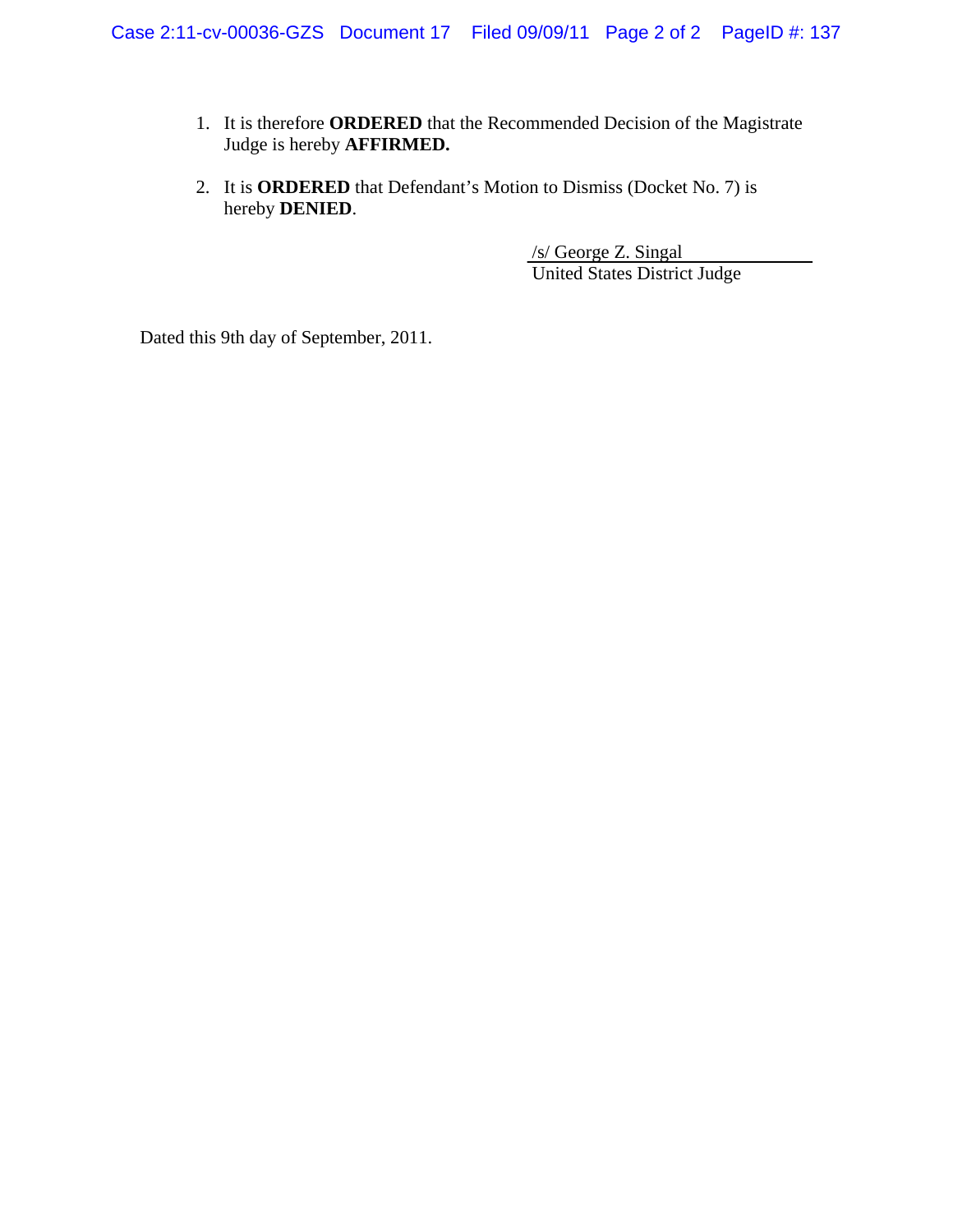1. It is therefore **ORDERED** that the Recommended Decision of the Magistrate Judge is hereby **AFFIRMED.**

2. It is **ORDERED** that Defendant's Motion to Dismiss (Docket No. 7) is hereby **DENIED**.

/s/ George Z. Singal
United States District Judge

Dated this 9th day of September, 2011.